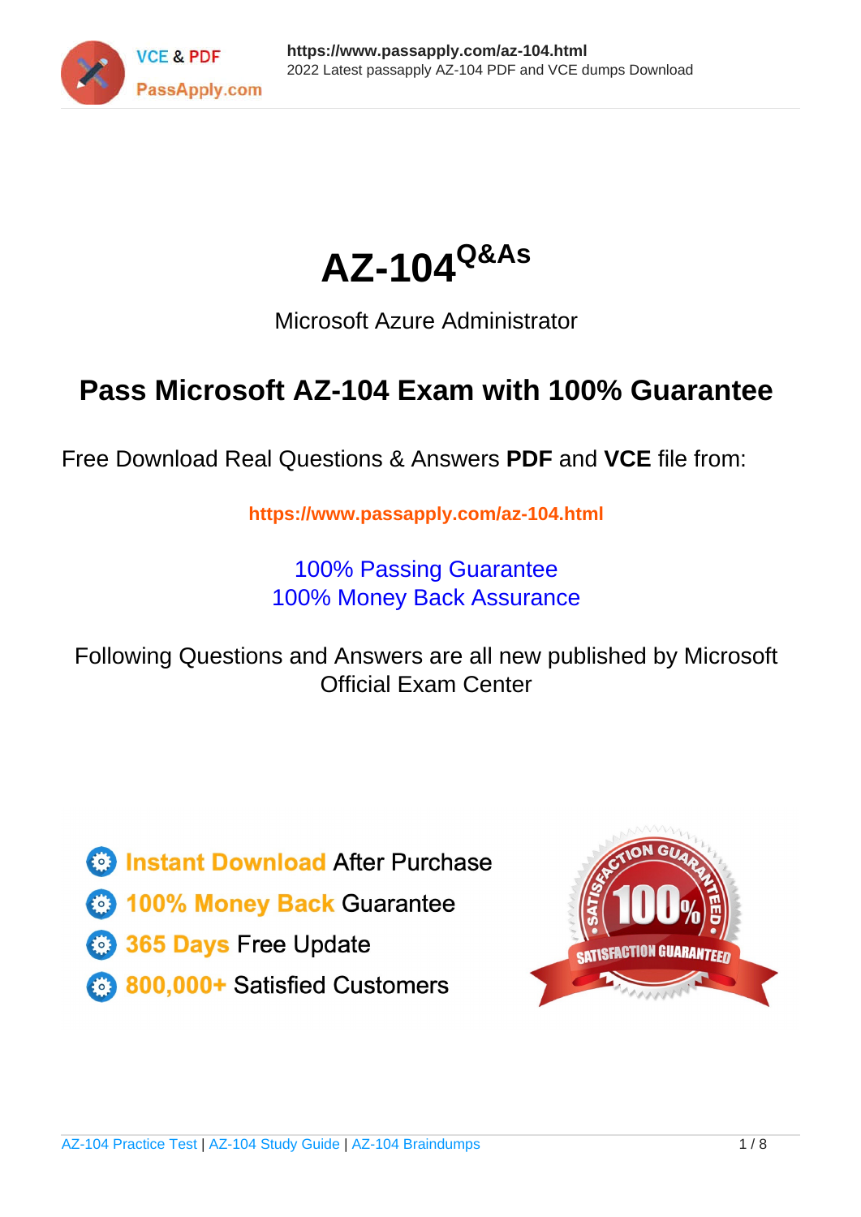# AZ-104 Q&As

Microsoft Azure Administrator

## Pass Microsoft AZ-104 Exam with 100% Guarantee

Free Download Real Questions & Answers **PDF** and **VCE** file from:

**https://www.passapply.com/az-104.html**

100% Passing Guarantee
100% Money Back Assurance

Following Questions and Answers are all new published by Microsoft Official Exam Center

- **Instant Download** After Purchase
- **100% Money Back** Guarantee
- **365 Days** Free Update
- **800,000+** Satisfied Customers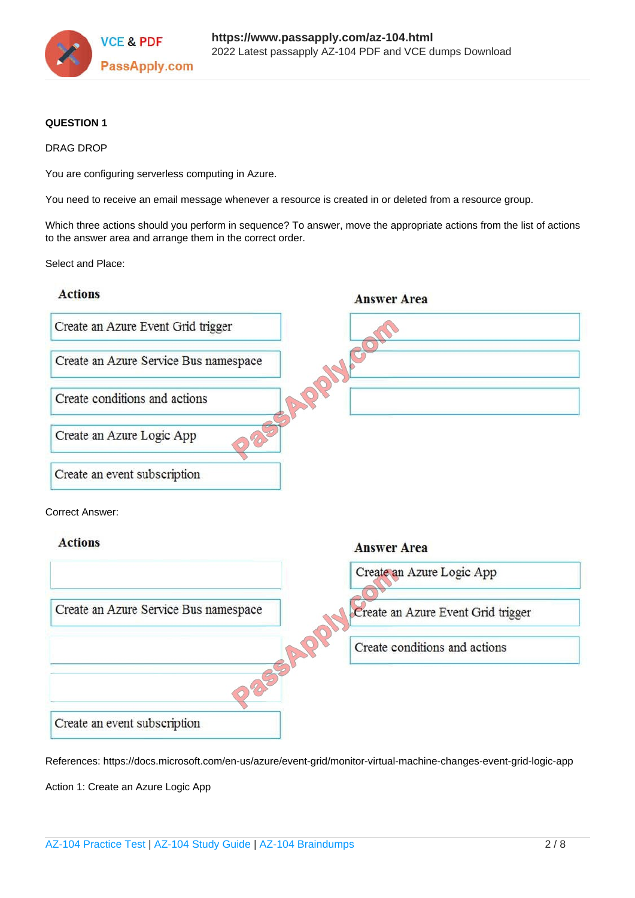**QUESTION 1**

DRAG DROP

You are configuring serverless computing in Azure.

You need to receive an email message whenever a resource is created in or deleted from a resource group.

Which three actions should you perform in sequence? To answer, move the appropriate actions from the list of actions to the answer area and arrange them in the correct order.

Select and Place:

| Actions | Answer Area |
| --- | --- |
| Create an Azure Event Grid trigger | |
| Create an Azure Service Bus namespace | |
| Create conditions and actions | |
| Create an Azure Logic App | |
| Create an event subscription | |

Correct Answer:

| Actions | Answer Area |
| --- | --- |
| | Create an Azure Logic App |
| Create an Azure Service Bus namespace | Create an Azure Event Grid trigger |
| | Create conditions and actions |
| | |
| Create an event subscription | |

References: https://docs.microsoft.com/en-us/azure/event-grid/monitor-virtual-machine-changes-event-grid-logic-app

Action 1: Create an Azure Logic App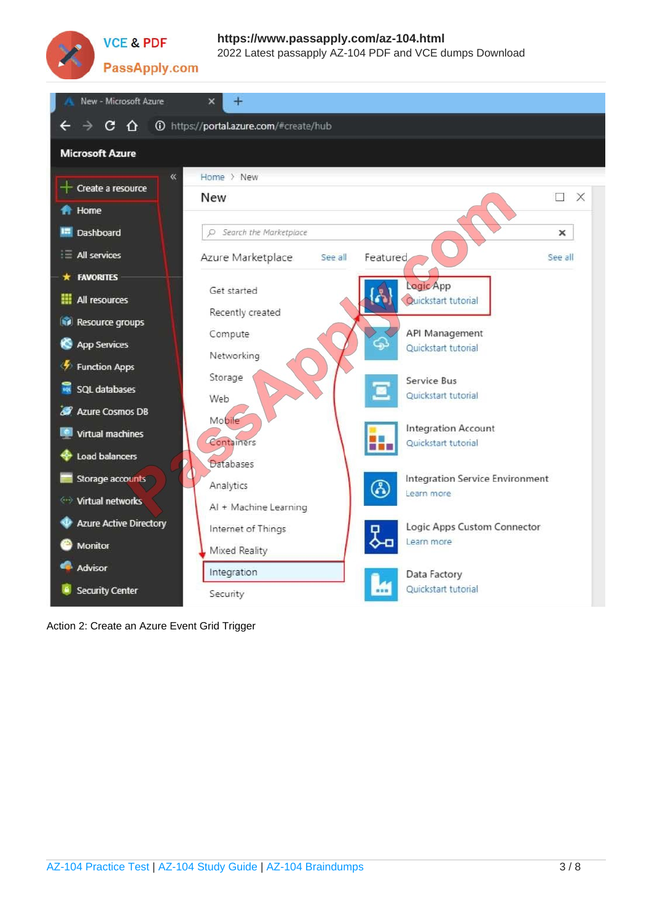Action 2: Create an Azure Event Grid Trigger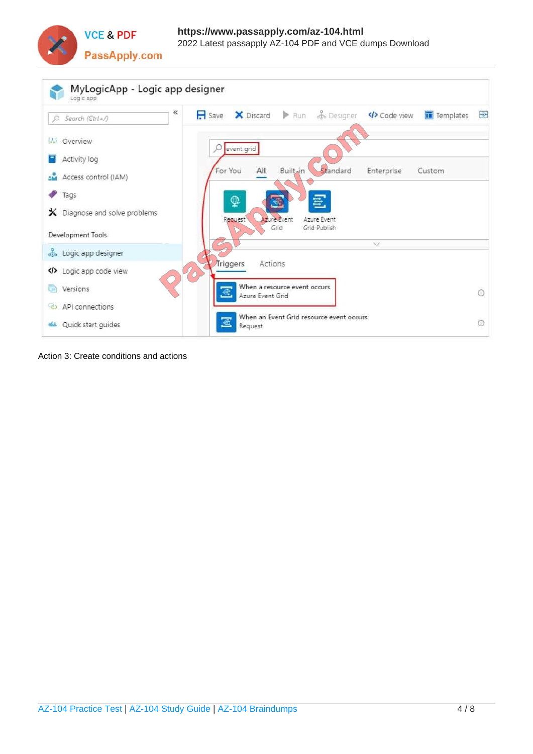Action 3: Create conditions and actions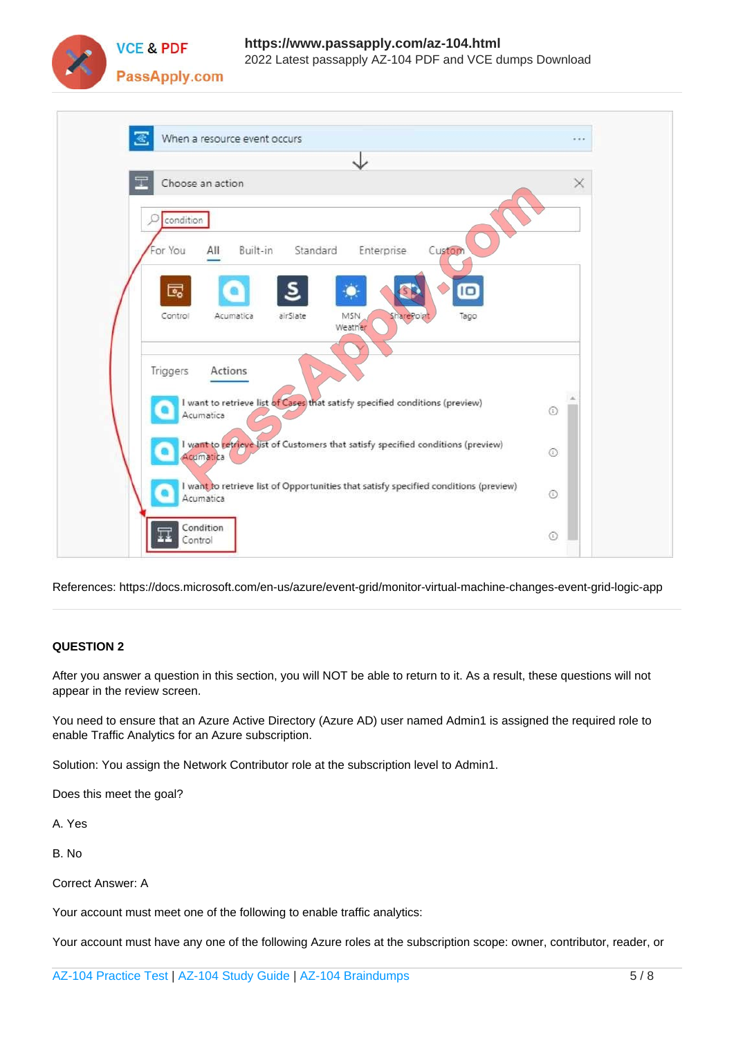References: https://docs.microsoft.com/en-us/azure/event-grid/monitor-virtual-machine-changes-event-grid-logic-app

**QUESTION 2**

After you answer a question in this section, you will NOT be able to return to it. As a result, these questions will not appear in the review screen.

You need to ensure that an Azure Active Directory (Azure AD) user named Admin1 is assigned the required role to enable Traffic Analytics for an Azure subscription.

Solution: You assign the Network Contributor role at the subscription level to Admin1.

Does this meet the goal?

A. Yes

B. No

Correct Answer: A

Your account must meet one of the following to enable traffic analytics:

Your account must have any one of the following Azure roles at the subscription scope: owner, contributor, reader, or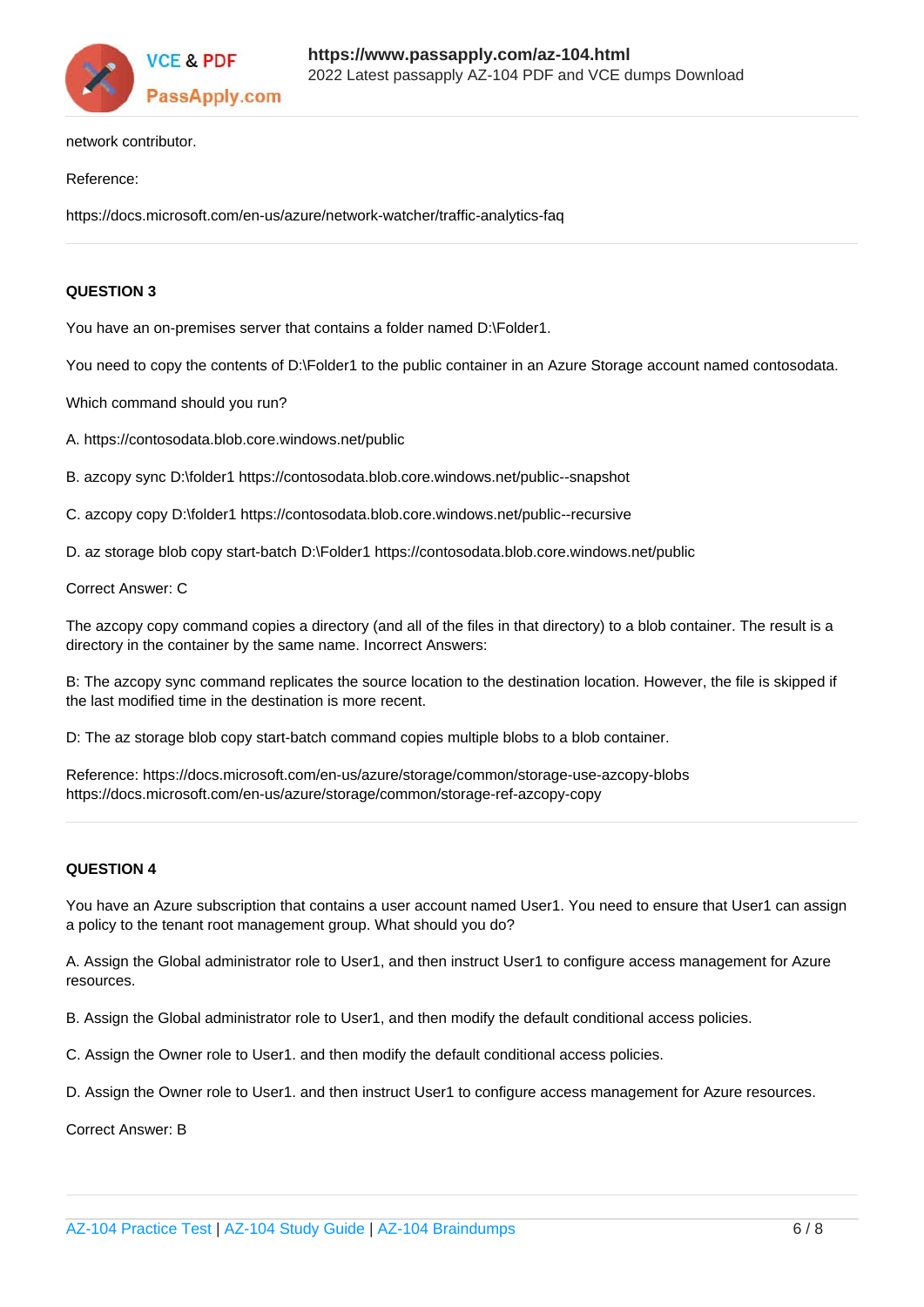network contributor.

Reference:

https://docs.microsoft.com/en-us/azure/network-watcher/traffic-analytics-faq

**QUESTION 3**

You have an on-premises server that contains a folder named D:\Folder1.

You need to copy the contents of D:\Folder1 to the public container in an Azure Storage account named contosodata.

Which command should you run?

A. https://contosodata.blob.core.windows.net/public

B. azcopy sync D:\folder1 https://contosodata.blob.core.windows.net/public--snapshot

C. azcopy copy D:\folder1 https://contosodata.blob.core.windows.net/public--recursive

D. az storage blob copy start-batch D:\Folder1 https://contosodata.blob.core.windows.net/public

Correct Answer: C

The azcopy copy command copies a directory (and all of the files in that directory) to a blob container. The result is a directory in the container by the same name. Incorrect Answers:

B: The azcopy sync command replicates the source location to the destination location. However, the file is skipped if the last modified time in the destination is more recent.

D: The az storage blob copy start-batch command copies multiple blobs to a blob container.

Reference: https://docs.microsoft.com/en-us/azure/storage/common/storage-use-azcopy-blobs
https://docs.microsoft.com/en-us/azure/storage/common/storage-ref-azcopy-copy

**QUESTION 4**

You have an Azure subscription that contains a user account named User1. You need to ensure that User1 can assign a policy to the tenant root management group. What should you do?

A. Assign the Global administrator role to User1, and then instruct User1 to configure access management for Azure resources.

B. Assign the Global administrator role to User1, and then modify the default conditional access policies.

C. Assign the Owner role to User1. and then modify the default conditional access policies.

D. Assign the Owner role to User1. and then instruct User1 to configure access management for Azure resources.

Correct Answer: B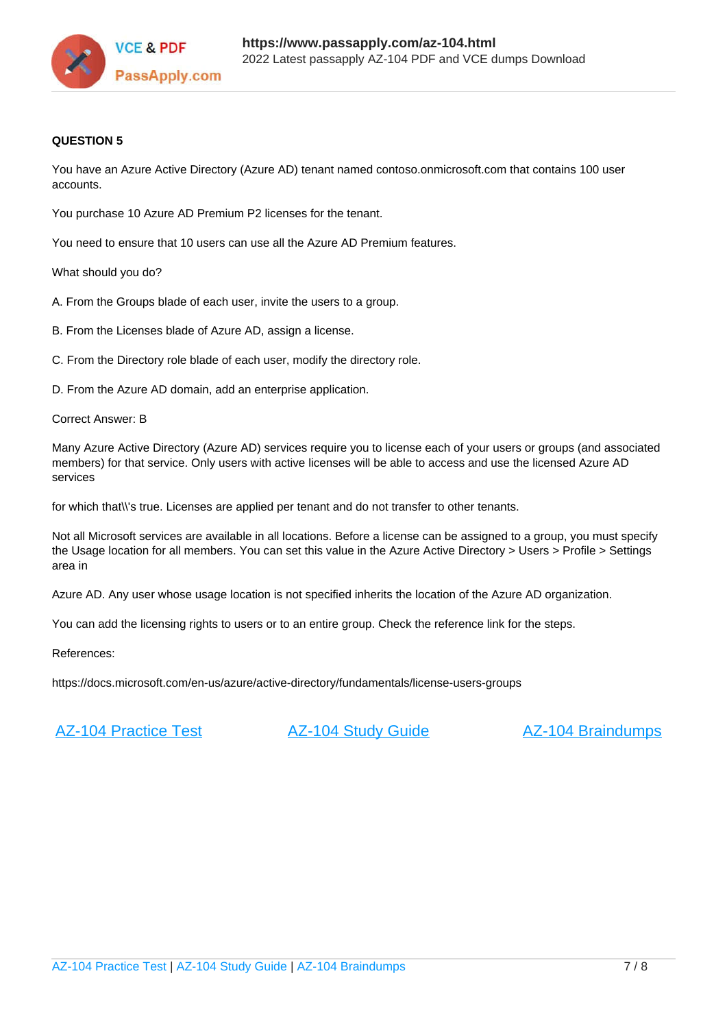**QUESTION 5**

You have an Azure Active Directory (Azure AD) tenant named contoso.onmicrosoft.com that contains 100 user accounts.

You purchase 10 Azure AD Premium P2 licenses for the tenant.

You need to ensure that 10 users can use all the Azure AD Premium features.

What should you do?

A. From the Groups blade of each user, invite the users to a group.

B. From the Licenses blade of Azure AD, assign a license.

C. From the Directory role blade of each user, modify the directory role.

D. From the Azure AD domain, add an enterprise application.

Correct Answer: B

Many Azure Active Directory (Azure AD) services require you to license each of your users or groups (and associated members) for that service. Only users with active licenses will be able to access and use the licensed Azure AD services

for which that\\'s true. Licenses are applied per tenant and do not transfer to other tenants.

Not all Microsoft services are available in all locations. Before a license can be assigned to a group, you must specify the Usage location for all members. You can set this value in the Azure Active Directory > Users > Profile > Settings area in

Azure AD. Any user whose usage location is not specified inherits the location of the Azure AD organization.

You can add the licensing rights to users or to an entire group. Check the reference link for the steps.

References:

https://docs.microsoft.com/en-us/azure/active-directory/fundamentals/license-users-groups

AZ-104 Practice Test | AZ-104 Study Guide | AZ-104 Braindumps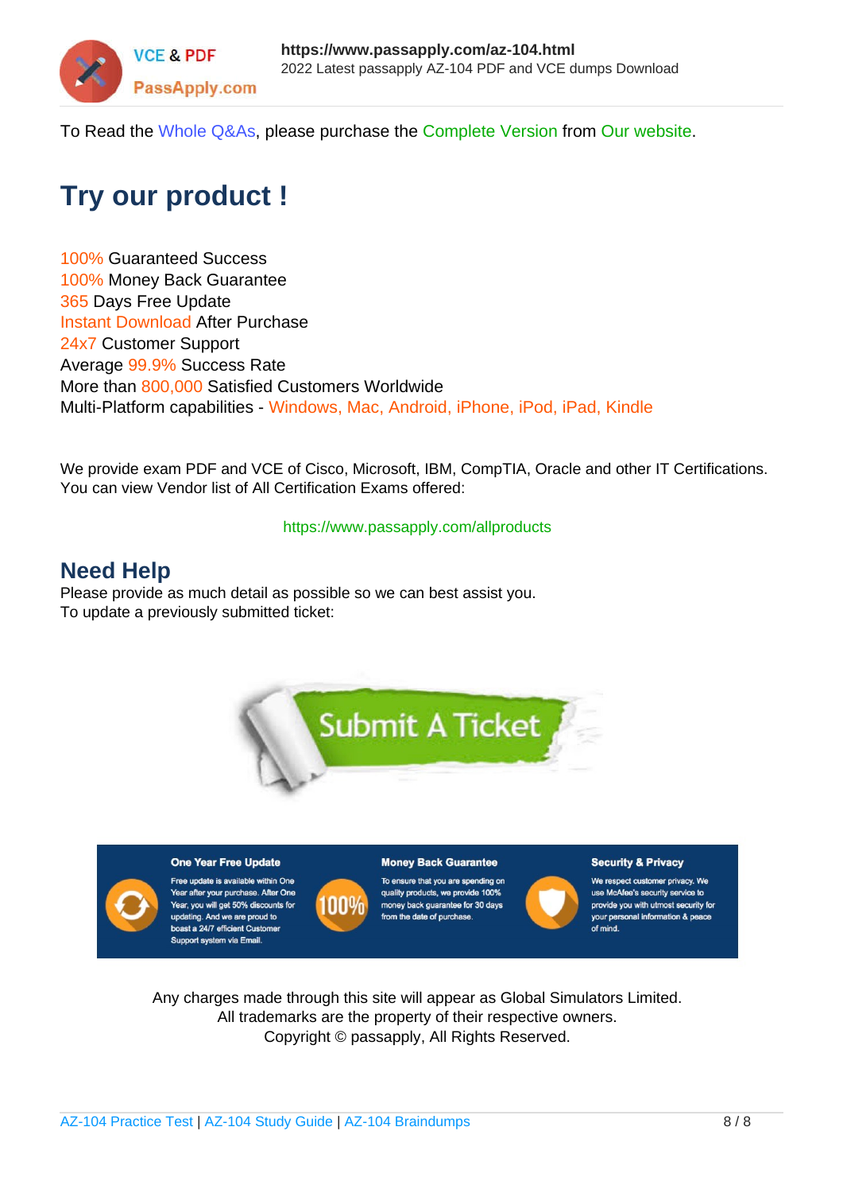To Read the Whole Q&As, please purchase the Complete Version from Our website.

# Try our product !

100% Guaranteed Success
100% Money Back Guarantee
365 Days Free Update
Instant Download After Purchase
24x7 Customer Support
Average 99.9% Success Rate
More than 800,000 Satisfied Customers Worldwide
Multi-Platform capabilities - Windows, Mac, Android, iPhone, iPod, iPad, Kindle

We provide exam PDF and VCE of Cisco, Microsoft, IBM, CompTIA, Oracle and other IT Certifications.
You can view Vendor list of All Certification Exams offered:

https://www.passapply.com/allproducts

## Need Help

Please provide as much detail as possible so we can best assist you.
To update a previously submitted ticket:

Submit A Ticket

**One Year Free Update**
Free update is available within One Year after your purchase. After One Year, you will get 50% discounts for updating. And we are proud to boast a 24/7 efficient Customer Support system via Email.

**Money Back Guarantee**
To ensure that you are spending on quality products, we provide 100% money back guarantee for 30 days from the date of purchase.

**Security & Privacy**
We respect customer privacy. We use McAfee's security service to provide you with utmost security for your personal information & peace of mind.

Any charges made through this site will appear as Global Simulators Limited.
All trademarks are the property of their respective owners.
Copyright © passapply, All Rights Reserved.